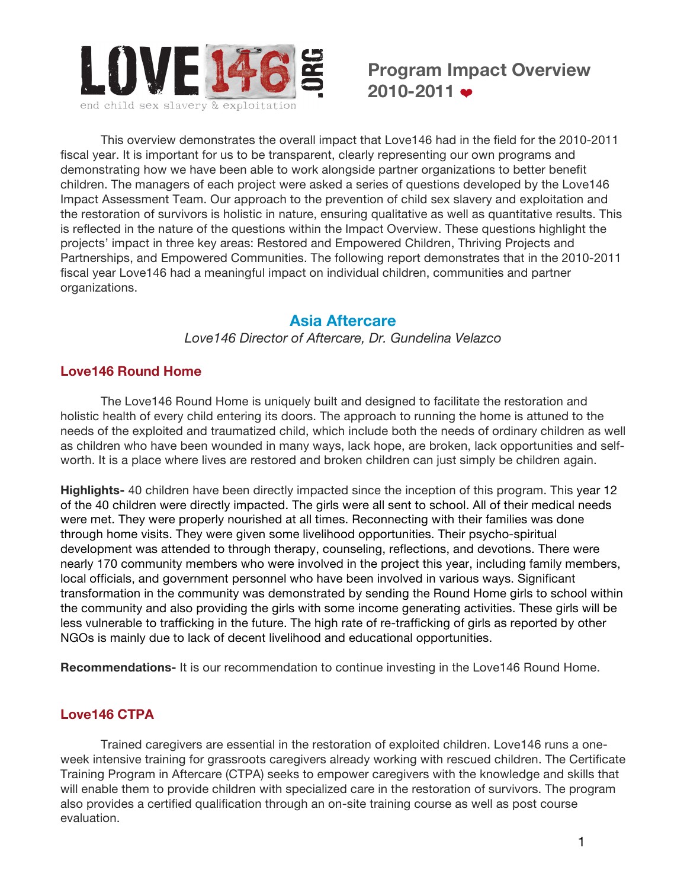# LOVE146.ORG

end child sex slavery & exploitation

## Program Impact Overview 2010-2011 ❤

This overview demonstrates the overall impact that Love146 had in the field for the 2010-2011 fiscal year. It is important for us to be transparent, clearly representing our own programs and demonstrating how we have been able to work alongside partner organizations to better benefit children. The managers of each project were asked a series of questions developed by the Love146 Impact Assessment Team. Our approach to the prevention of child sex slavery and exploitation and the restoration of survivors is holistic in nature, ensuring qualitative as well as quantitative results. This is reflected in the nature of the questions within the Impact Overview. These questions highlight the projects' impact in three key areas: Restored and Empowered Children, Thriving Projects and Partnerships, and Empowered Communities. The following report demonstrates that in the 2010-2011 fiscal year Love146 had a meaningful impact on individual children, communities and partner organizations.

## Asia Aftercare

*Love146 Director of Aftercare, Dr. Gundelina Velazco*

### Love146 Round Home

The Love146 Round Home is uniquely built and designed to facilitate the restoration and holistic health of every child entering its doors. The approach to running the home is attuned to the needs of the exploited and traumatized child, which include both the needs of ordinary children as well as children who have been wounded in many ways, lack hope, are broken, lack opportunities and self-worth. It is a place where lives are restored and broken children can just simply be children again.

**Highlights-** 40 children have been directly impacted since the inception of this program. This year 12 of the 40 children were directly impacted. The girls were all sent to school. All of their medical needs were met. They were properly nourished at all times. Reconnecting with their families was done through home visits. They were given some livelihood opportunities. Their psycho-spiritual development was attended to through therapy, counseling, reflections, and devotions. There were nearly 170 community members who were involved in the project this year, including family members, local officials, and government personnel who have been involved in various ways. Significant transformation in the community was demonstrated by sending the Round Home girls to school within the community and also providing the girls with some income generating activities. These girls will be less vulnerable to trafficking in the future. The high rate of re-trafficking of girls as reported by other NGOs is mainly due to lack of decent livelihood and educational opportunities.

**Recommendations-** It is our recommendation to continue investing in the Love146 Round Home.

### Love146 CTPA

Trained caregivers are essential in the restoration of exploited children. Love146 runs a one-week intensive training for grassroots caregivers already working with rescued children. The Certificate Training Program in Aftercare (CTPA) seeks to empower caregivers with the knowledge and skills that will enable them to provide children with specialized care in the restoration of survivors. The program also provides a certified qualification through an on-site training course as well as post course evaluation.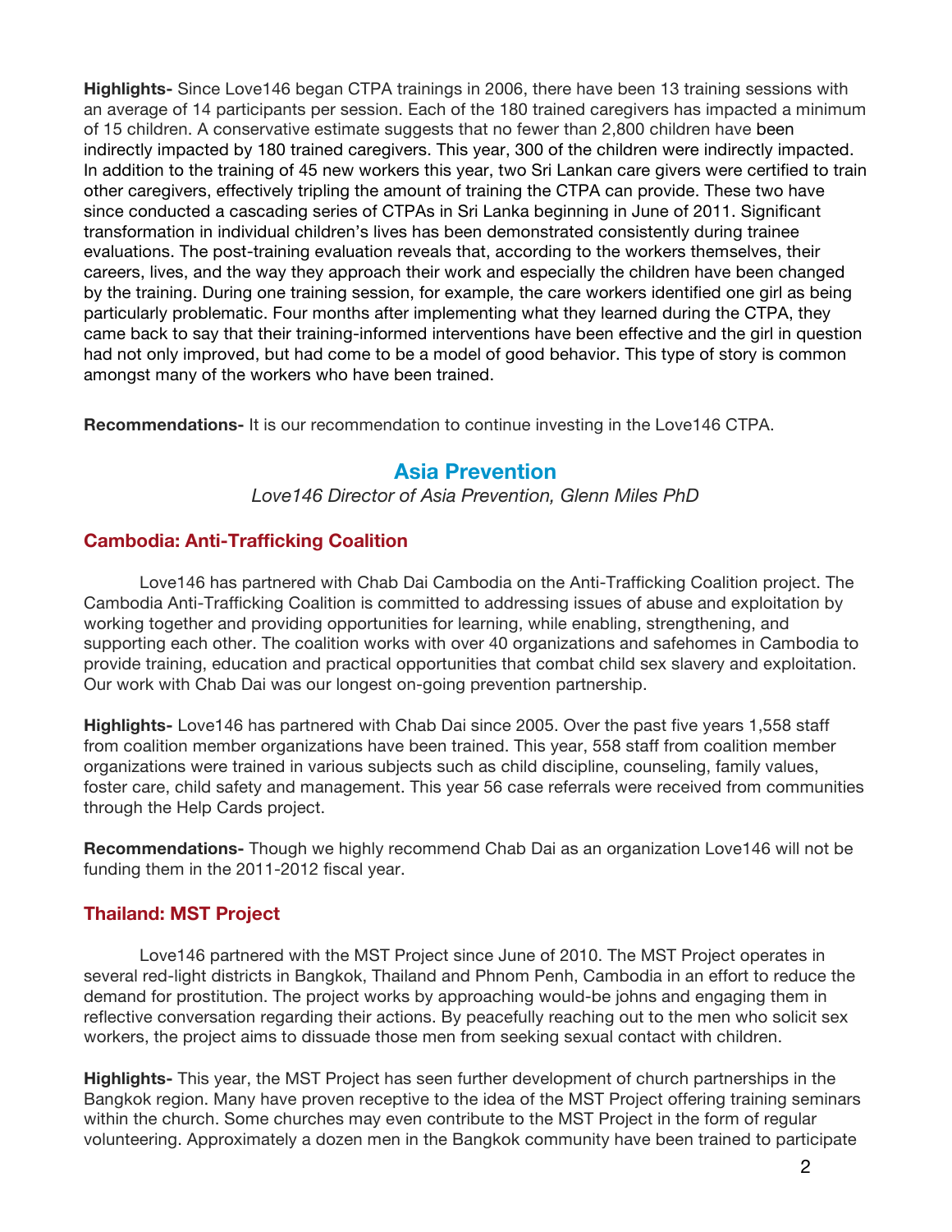**Highlights-** Since Love146 began CTPA trainings in 2006, there have been 13 training sessions with an average of 14 participants per session. Each of the 180 trained caregivers has impacted a minimum of 15 children. A conservative estimate suggests that no fewer than 2,800 children have been indirectly impacted by 180 trained caregivers. This year, 300 of the children were indirectly impacted. In addition to the training of 45 new workers this year, two Sri Lankan care givers were certified to train other caregivers, effectively tripling the amount of training the CTPA can provide. These two have since conducted a cascading series of CTPAs in Sri Lanka beginning in June of 2011. Significant transformation in individual children's lives has been demonstrated consistently during trainee evaluations. The post-training evaluation reveals that, according to the workers themselves, their careers, lives, and the way they approach their work and especially the children have been changed by the training. During one training session, for example, the care workers identified one girl as being particularly problematic. Four months after implementing what they learned during the CTPA, they came back to say that their training-informed interventions have been effective and the girl in question had not only improved, but had come to be a model of good behavior. This type of story is common amongst many of the workers who have been trained.

**Recommendations-** It is our recommendation to continue investing in the Love146 CTPA.

## Asia Prevention

*Love146 Director of Asia Prevention, Glenn Miles PhD*

### Cambodia: Anti-Trafficking Coalition

Love146 has partnered with Chab Dai Cambodia on the Anti-Trafficking Coalition project. The Cambodia Anti-Trafficking Coalition is committed to addressing issues of abuse and exploitation by working together and providing opportunities for learning, while enabling, strengthening, and supporting each other. The coalition works with over 40 organizations and safehomes in Cambodia to provide training, education and practical opportunities that combat child sex slavery and exploitation. Our work with Chab Dai was our longest on-going prevention partnership.

**Highlights-** Love146 has partnered with Chab Dai since 2005. Over the past five years 1,558 staff from coalition member organizations have been trained. This year, 558 staff from coalition member organizations were trained in various subjects such as child discipline, counseling, family values, foster care, child safety and management. This year 56 case referrals were received from communities through the Help Cards project.

**Recommendations-** Though we highly recommend Chab Dai as an organization Love146 will not be funding them in the 2011-2012 fiscal year.

### Thailand: MST Project

Love146 partnered with the MST Project since June of 2010. The MST Project operates in several red-light districts in Bangkok, Thailand and Phnom Penh, Cambodia in an effort to reduce the demand for prostitution. The project works by approaching would-be johns and engaging them in reflective conversation regarding their actions. By peacefully reaching out to the men who solicit sex workers, the project aims to dissuade those men from seeking sexual contact with children.

**Highlights-** This year, the MST Project has seen further development of church partnerships in the Bangkok region. Many have proven receptive to the idea of the MST Project offering training seminars within the church. Some churches may even contribute to the MST Project in the form of regular volunteering. Approximately a dozen men in the Bangkok community have been trained to participate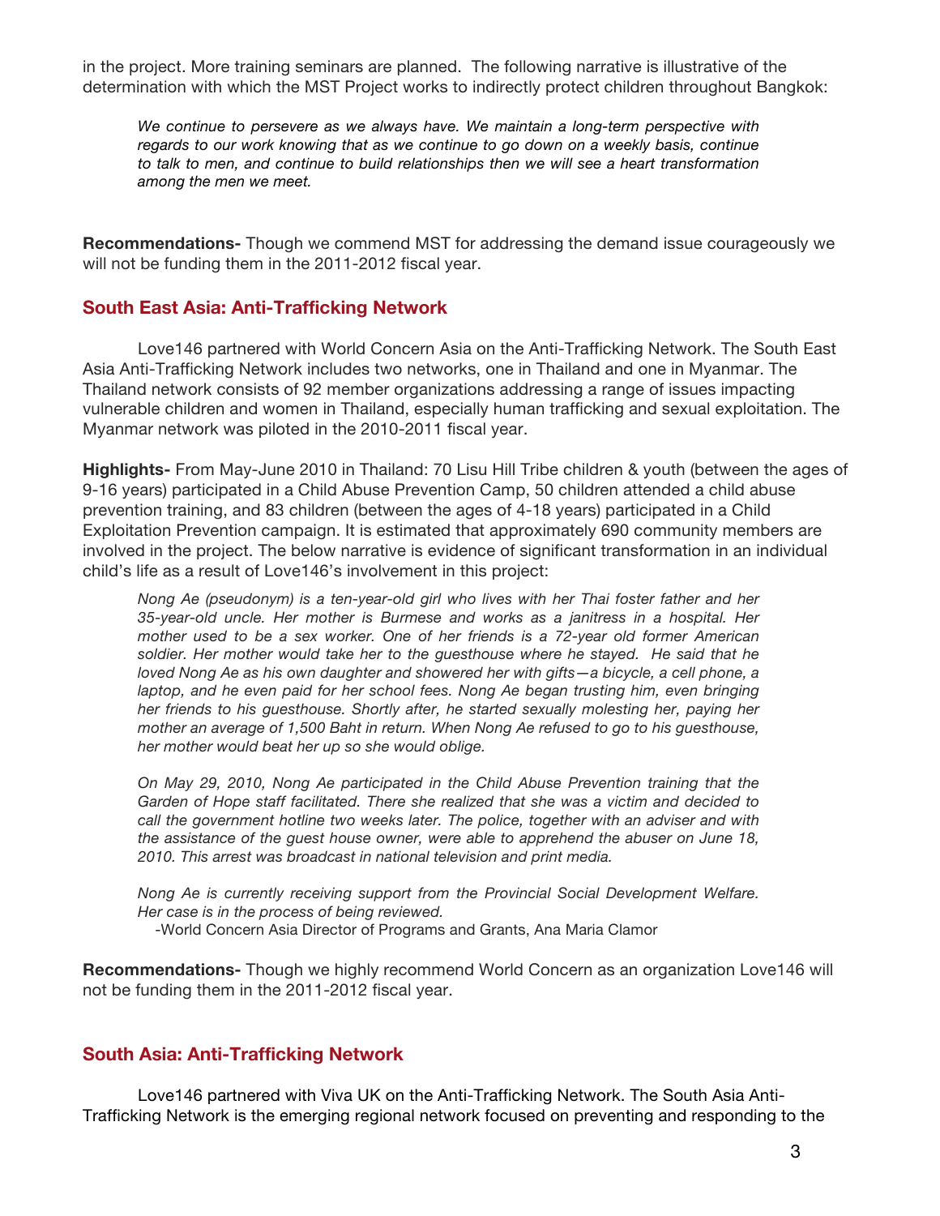in the project. More training seminars are planned. The following narrative is illustrative of the determination with which the MST Project works to indirectly protect children throughout Bangkok:

> *We continue to persevere as we always have. We maintain a long-term perspective with regards to our work knowing that as we continue to go down on a weekly basis, continue to talk to men, and continue to build relationships then we will see a heart transformation among the men we meet.*

**Recommendations-** Though we commend MST for addressing the demand issue courageously we will not be funding them in the 2011-2012 fiscal year.

## South East Asia: Anti-Trafficking Network

Love146 partnered with World Concern Asia on the Anti-Trafficking Network. The South East Asia Anti-Trafficking Network includes two networks, one in Thailand and one in Myanmar. The Thailand network consists of 92 member organizations addressing a range of issues impacting vulnerable children and women in Thailand, especially human trafficking and sexual exploitation. The Myanmar network was piloted in the 2010-2011 fiscal year.

**Highlights-** From May-June 2010 in Thailand: 70 Lisu Hill Tribe children & youth (between the ages of 9-16 years) participated in a Child Abuse Prevention Camp, 50 children attended a child abuse prevention training, and 83 children (between the ages of 4-18 years) participated in a Child Exploitation Prevention campaign. It is estimated that approximately 690 community members are involved in the project. The below narrative is evidence of significant transformation in an individual child's life as a result of Love146's involvement in this project:

> *Nong Ae (pseudonym) is a ten-year-old girl who lives with her Thai foster father and her 35-year-old uncle. Her mother is Burmese and works as a janitress in a hospital. Her mother used to be a sex worker. One of her friends is a 72-year old former American soldier. Her mother would take her to the guesthouse where he stayed. He said that he loved Nong Ae as his own daughter and showered her with gifts—a bicycle, a cell phone, a laptop, and he even paid for her school fees. Nong Ae began trusting him, even bringing her friends to his guesthouse. Shortly after, he started sexually molesting her, paying her mother an average of 1,500 Baht in return. When Nong Ae refused to go to his guesthouse, her mother would beat her up so she would oblige.*
>
> *On May 29, 2010, Nong Ae participated in the Child Abuse Prevention training that the Garden of Hope staff facilitated. There she realized that she was a victim and decided to call the government hotline two weeks later. The police, together with an adviser and with the assistance of the guest house owner, were able to apprehend the abuser on June 18, 2010. This arrest was broadcast in national television and print media.*
>
> *Nong Ae is currently receiving support from the Provincial Social Development Welfare. Her case is in the process of being reviewed.*
>
> -World Concern Asia Director of Programs and Grants, Ana Maria Clamor

**Recommendations-** Though we highly recommend World Concern as an organization Love146 will not be funding them in the 2011-2012 fiscal year.

## South Asia: Anti-Trafficking Network

Love146 partnered with Viva UK on the Anti-Trafficking Network. The South Asia Anti-Trafficking Network is the emerging regional network focused on preventing and responding to the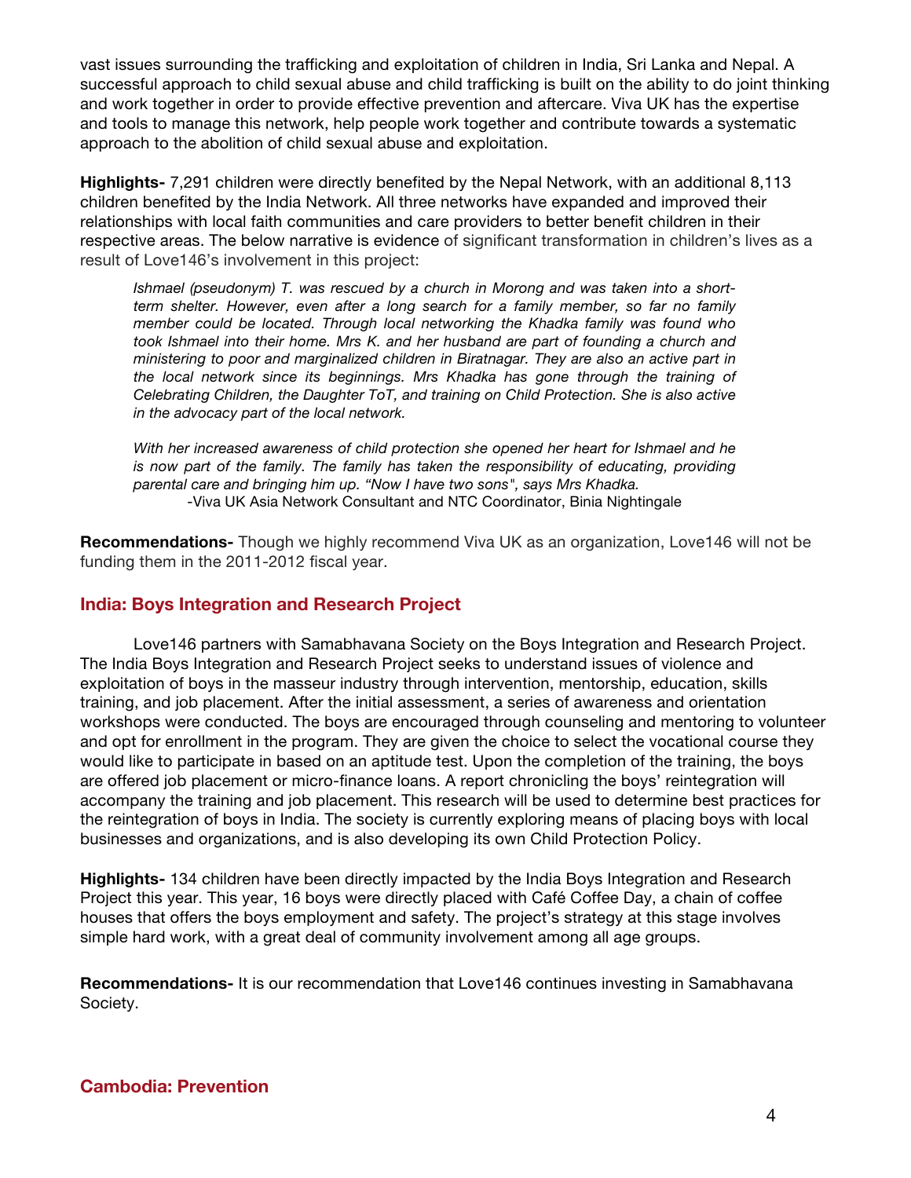vast issues surrounding the trafficking and exploitation of children in India, Sri Lanka and Nepal. A successful approach to child sexual abuse and child trafficking is built on the ability to do joint thinking and work together in order to provide effective prevention and aftercare. Viva UK has the expertise and tools to manage this network, help people work together and contribute towards a systematic approach to the abolition of child sexual abuse and exploitation.

**Highlights-** 7,291 children were directly benefited by the Nepal Network, with an additional 8,113 children benefited by the India Network. All three networks have expanded and improved their relationships with local faith communities and care providers to better benefit children in their respective areas. The below narrative is evidence of significant transformation in children's lives as a result of Love146's involvement in this project:

> *Ishmael (pseudonym) T. was rescued by a church in Morong and was taken into a short-term shelter. However, even after a long search for a family member, so far no family member could be located. Through local networking the Khadka family was found who took Ishmael into their home. Mrs K. and her husband are part of founding a church and ministering to poor and marginalized children in Biratnagar. They are also an active part in the local network since its beginnings. Mrs Khadka has gone through the training of Celebrating Children, the Daughter ToT, and training on Child Protection. She is also active in the advocacy part of the local network.*
>
> *With her increased awareness of child protection she opened her heart for Ishmael and he is now part of the family. The family has taken the responsibility of educating, providing parental care and bringing him up. "Now I have two sons", says Mrs Khadka.*
>
> -Viva UK Asia Network Consultant and NTC Coordinator, Binia Nightingale

**Recommendations-** Though we highly recommend Viva UK as an organization, Love146 will not be funding them in the 2011-2012 fiscal year.

## India: Boys Integration and Research Project

Love146 partners with Samabhavana Society on the Boys Integration and Research Project. The India Boys Integration and Research Project seeks to understand issues of violence and exploitation of boys in the masseur industry through intervention, mentorship, education, skills training, and job placement. After the initial assessment, a series of awareness and orientation workshops were conducted. The boys are encouraged through counseling and mentoring to volunteer and opt for enrollment in the program. They are given the choice to select the vocational course they would like to participate in based on an aptitude test. Upon the completion of the training, the boys are offered job placement or micro-finance loans. A report chronicling the boys' reintegration will accompany the training and job placement. This research will be used to determine best practices for the reintegration of boys in India. The society is currently exploring means of placing boys with local businesses and organizations, and is also developing its own Child Protection Policy.

**Highlights-** 134 children have been directly impacted by the India Boys Integration and Research Project this year. This year, 16 boys were directly placed with Café Coffee Day, a chain of coffee houses that offers the boys employment and safety. The project's strategy at this stage involves simple hard work, with a great deal of community involvement among all age groups.

**Recommendations-** It is our recommendation that Love146 continues investing in Samabhavana Society.

## Cambodia: Prevention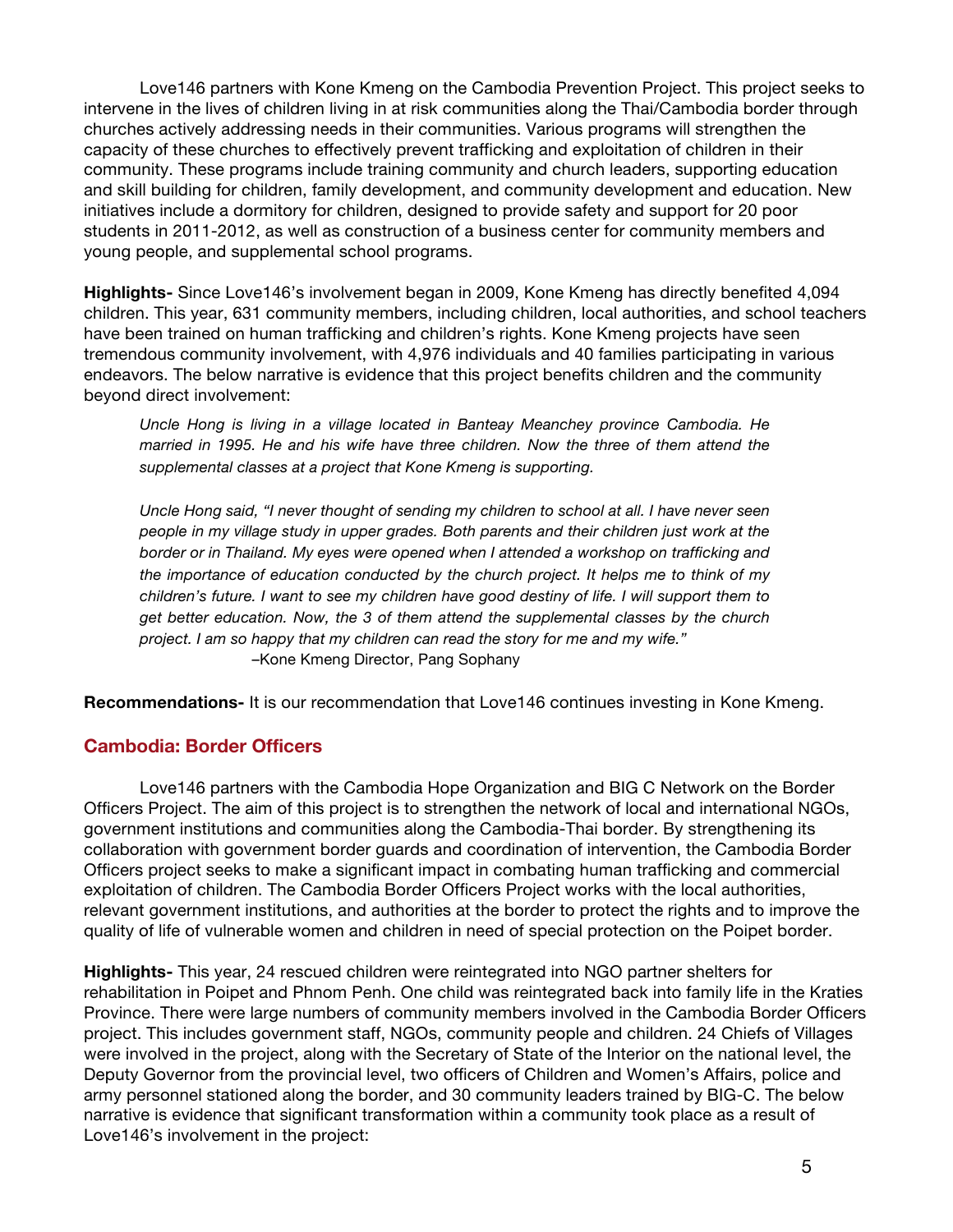Love146 partners with Kone Kmeng on the Cambodia Prevention Project. This project seeks to intervene in the lives of children living in at risk communities along the Thai/Cambodia border through churches actively addressing needs in their communities. Various programs will strengthen the capacity of these churches to effectively prevent trafficking and exploitation of children in their community. These programs include training community and church leaders, supporting education and skill building for children, family development, and community development and education. New initiatives include a dormitory for children, designed to provide safety and support for 20 poor students in 2011-2012, as well as construction of a business center for community members and young people, and supplemental school programs.

**Highlights-** Since Love146's involvement began in 2009, Kone Kmeng has directly benefited 4,094 children. This year, 631 community members, including children, local authorities, and school teachers have been trained on human trafficking and children's rights. Kone Kmeng projects have seen tremendous community involvement, with 4,976 individuals and 40 families participating in various endeavors. The below narrative is evidence that this project benefits children and the community beyond direct involvement:

> *Uncle Hong is living in a village located in Banteay Meanchey province Cambodia. He married in 1995. He and his wife have three children. Now the three of them attend the supplemental classes at a project that Kone Kmeng is supporting.*
>
> *Uncle Hong said, "I never thought of sending my children to school at all. I have never seen people in my village study in upper grades. Both parents and their children just work at the border or in Thailand. My eyes were opened when I attended a workshop on trafficking and the importance of education conducted by the church project. It helps me to think of my children's future. I want to see my children have good destiny of life. I will support them to get better education. Now, the 3 of them attend the supplemental classes by the church project. I am so happy that my children can read the story for me and my wife."*
>
> –Kone Kmeng Director, Pang Sophany

**Recommendations-** It is our recommendation that Love146 continues investing in Kone Kmeng.

## Cambodia: Border Officers

Love146 partners with the Cambodia Hope Organization and BIG C Network on the Border Officers Project. The aim of this project is to strengthen the network of local and international NGOs, government institutions and communities along the Cambodia-Thai border. By strengthening its collaboration with government border guards and coordination of intervention, the Cambodia Border Officers project seeks to make a significant impact in combating human trafficking and commercial exploitation of children. The Cambodia Border Officers Project works with the local authorities, relevant government institutions, and authorities at the border to protect the rights and to improve the quality of life of vulnerable women and children in need of special protection on the Poipet border.

**Highlights-** This year, 24 rescued children were reintegrated into NGO partner shelters for rehabilitation in Poipet and Phnom Penh. One child was reintegrated back into family life in the Kraties Province. There were large numbers of community members involved in the Cambodia Border Officers project. This includes government staff, NGOs, community people and children. 24 Chiefs of Villages were involved in the project, along with the Secretary of State of the Interior on the national level, the Deputy Governor from the provincial level, two officers of Children and Women's Affairs, police and army personnel stationed along the border, and 30 community leaders trained by BIG-C. The below narrative is evidence that significant transformation within a community took place as a result of Love146's involvement in the project: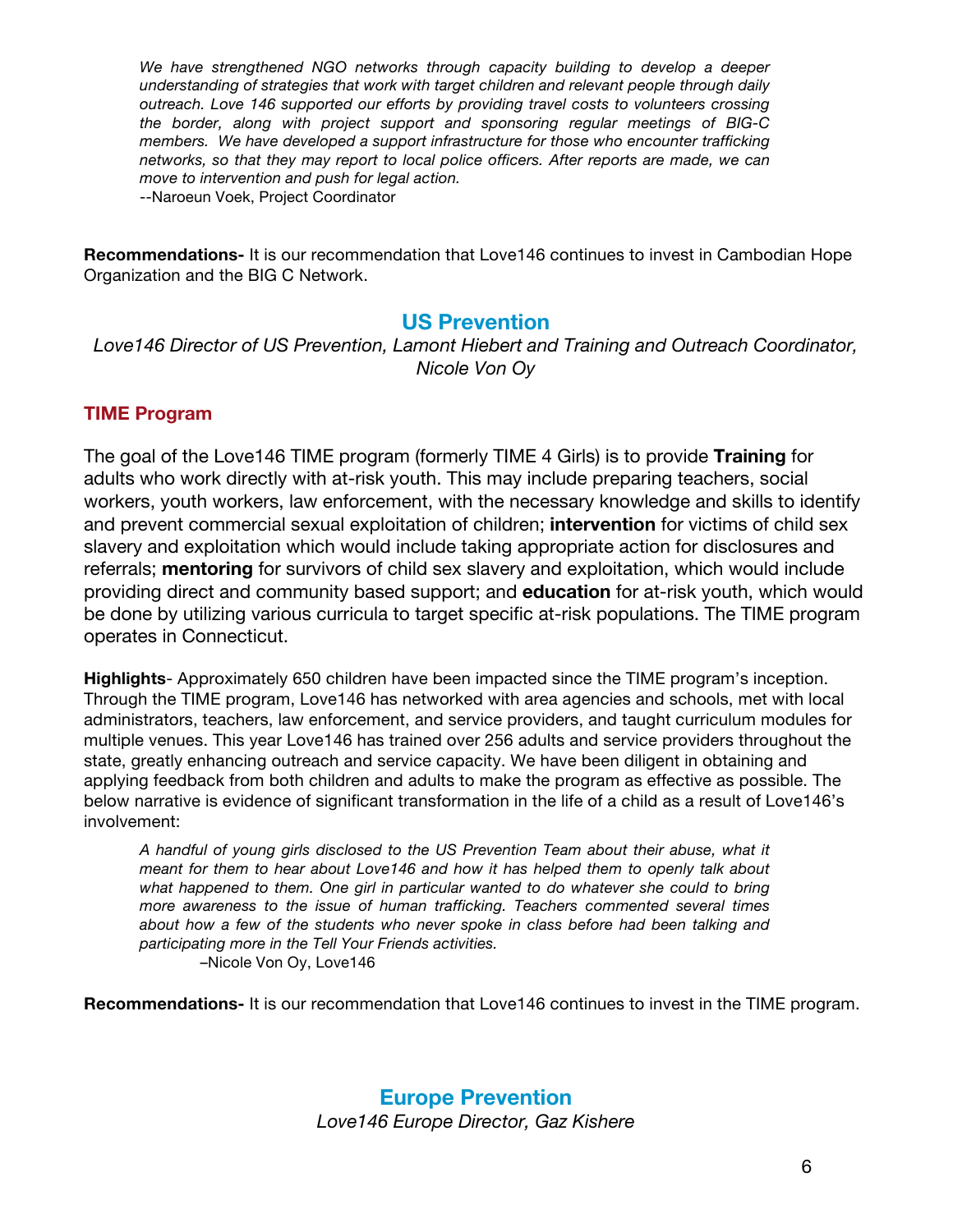*We have strengthened NGO networks through capacity building to develop a deeper understanding of strategies that work with target children and relevant people through daily outreach. Love 146 supported our efforts by providing travel costs to volunteers crossing the border, along with project support and sponsoring regular meetings of BIG-C members. We have developed a support infrastructure for those who encounter trafficking networks, so that they may report to local police officers. After reports are made, we can move to intervention and push for legal action.*
--Naroeun Voek, Project Coordinator

**Recommendations-** It is our recommendation that Love146 continues to invest in Cambodian Hope Organization and the BIG C Network.

## US Prevention

*Love146 Director of US Prevention, Lamont Hiebert and Training and Outreach Coordinator, Nicole Von Oy*

### TIME Program

The goal of the Love146 TIME program (formerly TIME 4 Girls) is to provide **Training** for adults who work directly with at-risk youth. This may include preparing teachers, social workers, youth workers, law enforcement, with the necessary knowledge and skills to identify and prevent commercial sexual exploitation of children; **intervention** for victims of child sex slavery and exploitation which would include taking appropriate action for disclosures and referrals; **mentoring** for survivors of child sex slavery and exploitation, which would include providing direct and community based support; and **education** for at-risk youth, which would be done by utilizing various curricula to target specific at-risk populations. The TIME program operates in Connecticut.

**Highlights**- Approximately 650 children have been impacted since the TIME program's inception. Through the TIME program, Love146 has networked with area agencies and schools, met with local administrators, teachers, law enforcement, and service providers, and taught curriculum modules for multiple venues. This year Love146 has trained over 256 adults and service providers throughout the state, greatly enhancing outreach and service capacity. We have been diligent in obtaining and applying feedback from both children and adults to make the program as effective as possible. The below narrative is evidence of significant transformation in the life of a child as a result of Love146's involvement:

*A handful of young girls disclosed to the US Prevention Team about their abuse, what it meant for them to hear about Love146 and how it has helped them to openly talk about what happened to them. One girl in particular wanted to do whatever she could to bring more awareness to the issue of human trafficking. Teachers commented several times about how a few of the students who never spoke in class before had been talking and participating more in the Tell Your Friends activities.*
–Nicole Von Oy, Love146

**Recommendations-** It is our recommendation that Love146 continues to invest in the TIME program.

## Europe Prevention

*Love146 Europe Director, Gaz Kishere*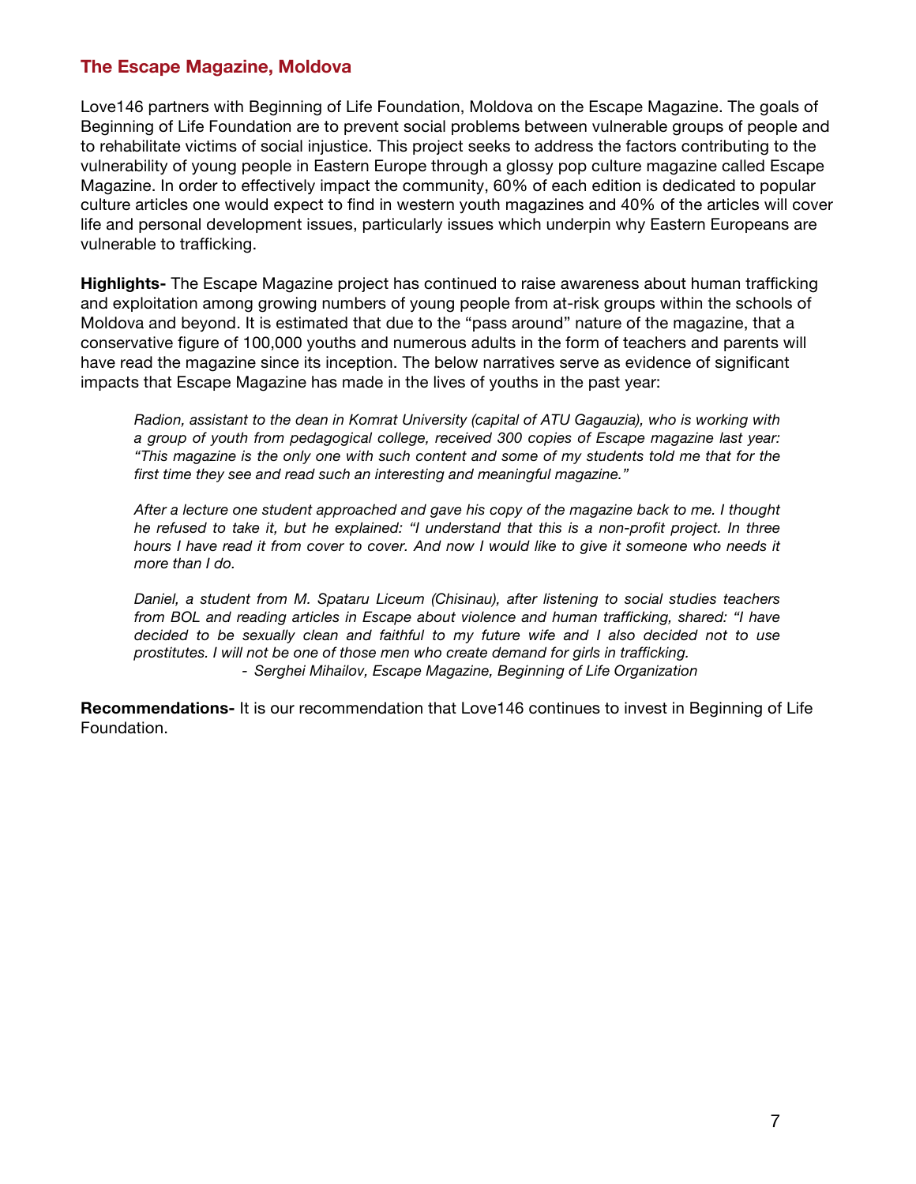## The Escape Magazine, Moldova

Love146 partners with Beginning of Life Foundation, Moldova on the Escape Magazine. The goals of Beginning of Life Foundation are to prevent social problems between vulnerable groups of people and to rehabilitate victims of social injustice. This project seeks to address the factors contributing to the vulnerability of young people in Eastern Europe through a glossy pop culture magazine called Escape Magazine. In order to effectively impact the community, 60% of each edition is dedicated to popular culture articles one would expect to find in western youth magazines and 40% of the articles will cover life and personal development issues, particularly issues which underpin why Eastern Europeans are vulnerable to trafficking.

**Highlights-** The Escape Magazine project has continued to raise awareness about human trafficking and exploitation among growing numbers of young people from at-risk groups within the schools of Moldova and beyond. It is estimated that due to the "pass around" nature of the magazine, that a conservative figure of 100,000 youths and numerous adults in the form of teachers and parents will have read the magazine since its inception. The below narratives serve as evidence of significant impacts that Escape Magazine has made in the lives of youths in the past year:

> *Radion, assistant to the dean in Komrat University (capital of ATU Gagauzia), who is working with a group of youth from pedagogical college, received 300 copies of Escape magazine last year: "This magazine is the only one with such content and some of my students told me that for the first time they see and read such an interesting and meaningful magazine."*
>
> *After a lecture one student approached and gave his copy of the magazine back to me. I thought he refused to take it, but he explained: "I understand that this is a non-profit project. In three hours I have read it from cover to cover. And now I would like to give it someone who needs it more than I do.*
>
> *Daniel, a student from M. Spataru Liceum (Chisinau), after listening to social studies teachers from BOL and reading articles in Escape about violence and human trafficking, shared: "I have decided to be sexually clean and faithful to my future wife and I also decided not to use prostitutes. I will not be one of those men who create demand for girls in trafficking.*
>
> *- Serghei Mihailov, Escape Magazine, Beginning of Life Organization*

**Recommendations-** It is our recommendation that Love146 continues to invest in Beginning of Life Foundation.